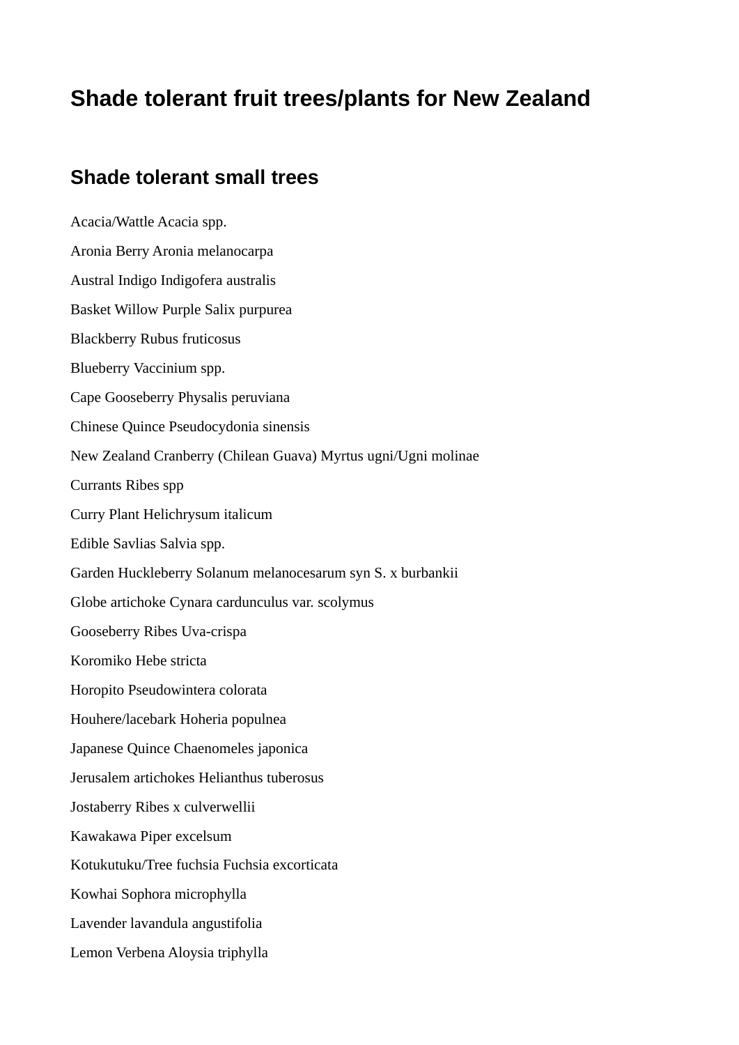# Shade tolerant fruit trees/plants for New Zealand

## Shade tolerant small trees

Acacia/Wattle Acacia spp.

Aronia Berry Aronia melanocarpa

Austral Indigo Indigofera australis

Basket Willow Purple Salix purpurea

Blackberry Rubus fruticosus

Blueberry Vaccinium spp.

Cape Gooseberry Physalis peruviana

Chinese Quince Pseudocydonia sinensis

New Zealand Cranberry (Chilean Guava) Myrtus ugni/Ugni molinae

Currants Ribes spp

Curry Plant Helichrysum italicum

Edible Savlias Salvia spp.

Garden Huckleberry Solanum melanocesarum syn S. x burbankii

Globe artichoke Cynara cardunculus var. scolymus

Gooseberry Ribes Uva-crispa

Koromiko Hebe stricta

Horopito Pseudowintera colorata

Houhere/lacebark Hoheria populnea

Japanese Quince Chaenomeles japonica

Jerusalem artichokes Helianthus tuberosus

Jostaberry Ribes x culverwellii

Kawakawa Piper excelsum

Kotukutuku/Tree fuchsia Fuchsia excorticata

Kowhai Sophora microphylla

Lavender lavandula angustifolia

Lemon Verbena Aloysia triphylla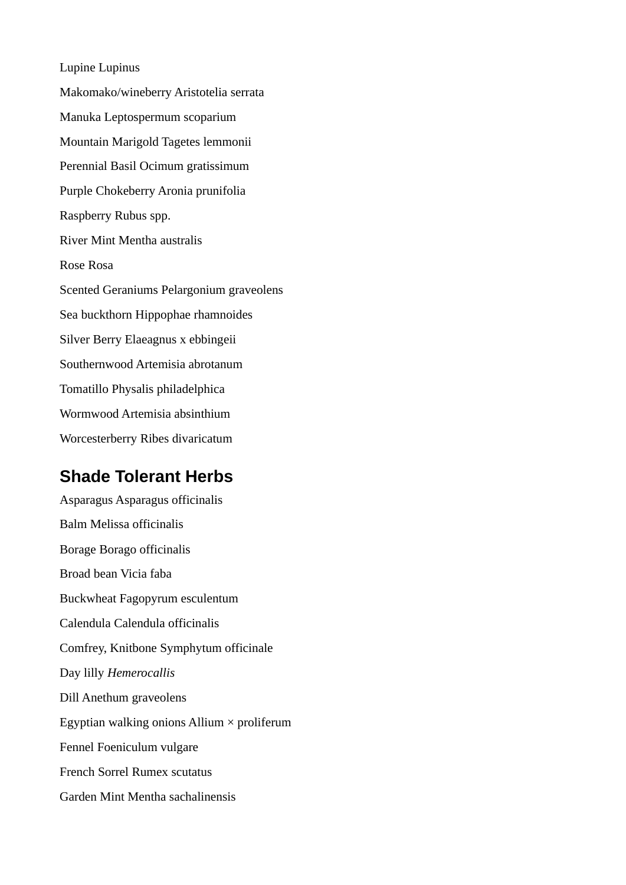Lupine Lupinus

Makomako/wineberry Aristotelia serrata

Manuka Leptospermum scoparium

Mountain Marigold Tagetes lemmonii

Perennial Basil Ocimum gratissimum

Purple Chokeberry Aronia prunifolia

Raspberry Rubus spp.

River Mint Mentha australis

Rose Rosa

Scented Geraniums Pelargonium graveolens

Sea buckthorn Hippophae rhamnoides

Silver Berry Elaeagnus x ebbingeii

Southernwood Artemisia abrotanum

Tomatillo Physalis philadelphica

Wormwood Artemisia absinthium

Worcesterberry Ribes divaricatum

## Shade Tolerant Herbs

Asparagus Asparagus officinalis

Balm Melissa officinalis

Borage Borago officinalis

Broad bean Vicia faba

Buckwheat Fagopyrum esculentum

Calendula Calendula officinalis

Comfrey, Knitbone Symphytum officinale

Day lilly *Hemerocallis*

Dill Anethum graveolens

Egyptian walking onions Allium × proliferum

Fennel Foeniculum vulgare

French Sorrel Rumex scutatus

Garden Mint Mentha sachalinensis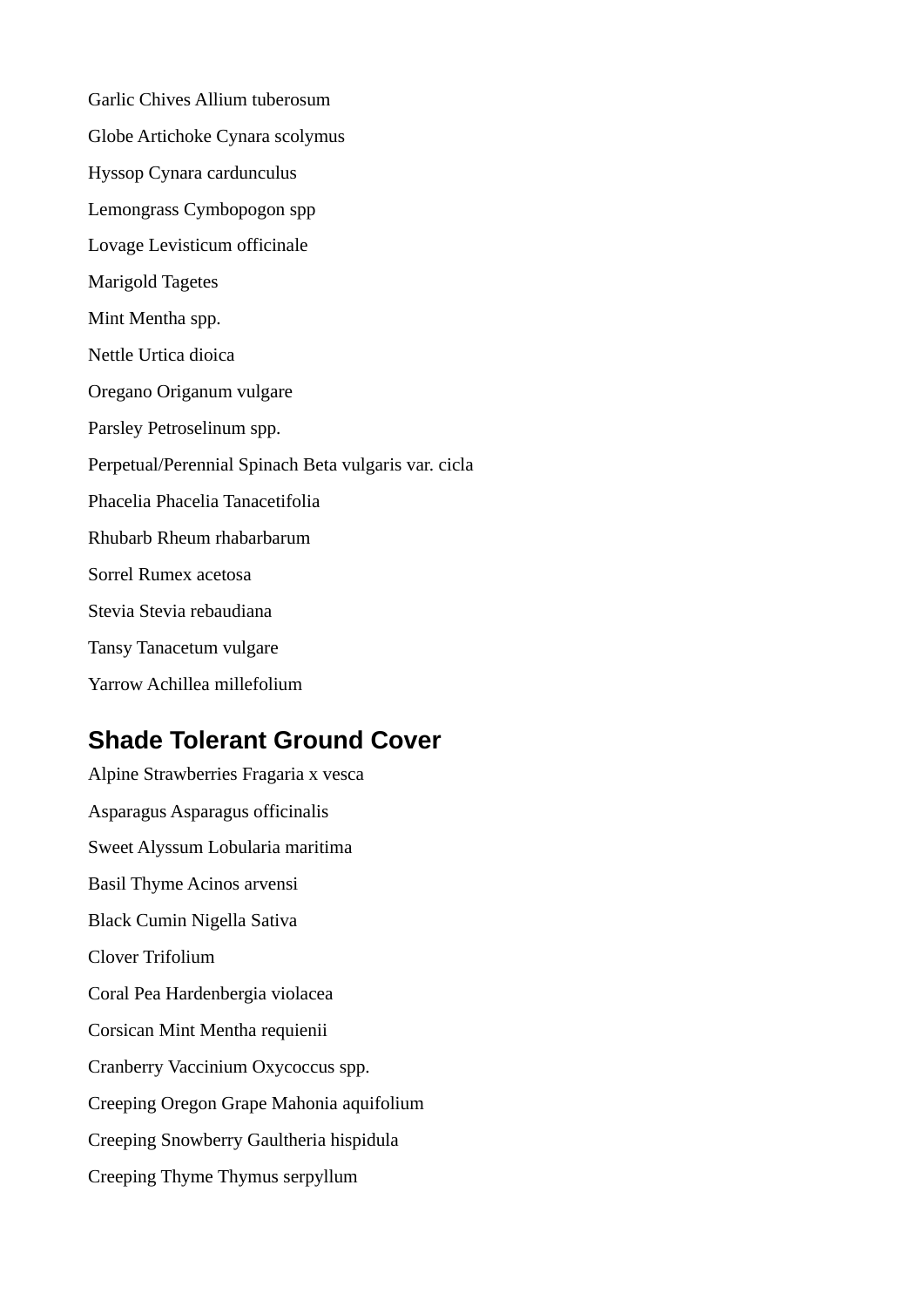Garlic Chives Allium tuberosum

Globe Artichoke Cynara scolymus

Hyssop Cynara cardunculus

Lemongrass Cymbopogon spp

Lovage Levisticum officinale

Marigold Tagetes

Mint Mentha spp.

Nettle Urtica dioica

Oregano Origanum vulgare

Parsley Petroselinum spp.

Perpetual/Perennial Spinach Beta vulgaris var. cicla

Phacelia Phacelia Tanacetifolia

Rhubarb Rheum rhabarbarum

Sorrel Rumex acetosa

Stevia Stevia rebaudiana

Tansy Tanacetum vulgare

Yarrow Achillea millefolium

## Shade Tolerant Ground Cover

Alpine Strawberries Fragaria x vesca

Asparagus Asparagus officinalis

Sweet Alyssum Lobularia maritima

Basil Thyme Acinos arvensi

Black Cumin Nigella Sativa

Clover Trifolium

Coral Pea Hardenbergia violacea

Corsican Mint Mentha requienii

Cranberry Vaccinium Oxycoccus spp.

Creeping Oregon Grape Mahonia aquifolium

Creeping Snowberry Gaultheria hispidula

Creeping Thyme Thymus serpyllum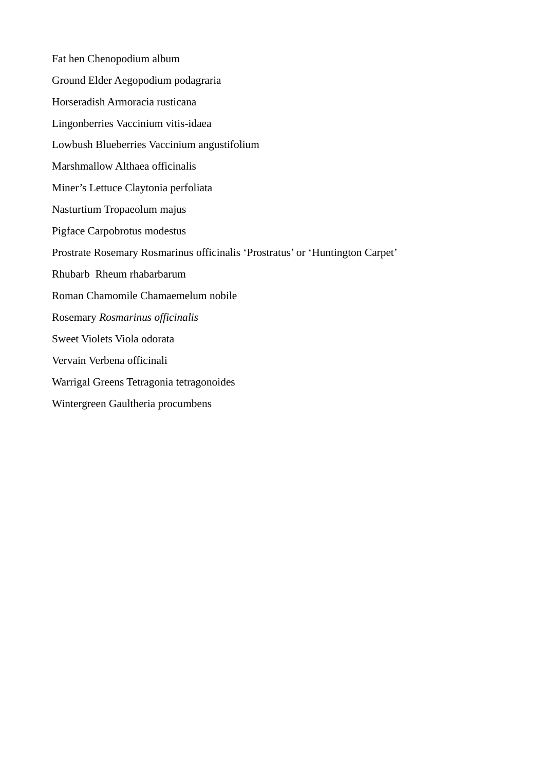Fat hen Chenopodium album

Ground Elder Aegopodium podagraria

Horseradish Armoracia rusticana

Lingonberries Vaccinium vitis-idaea

Lowbush Blueberries Vaccinium angustifolium

Marshmallow Althaea officinalis

Miner's Lettuce Claytonia perfoliata

Nasturtium Tropaeolum majus

Pigface Carpobrotus modestus

Prostrate Rosemary Rosmarinus officinalis 'Prostratus' or 'Huntington Carpet'

Rhubarb  Rheum rhabarbarum

Roman Chamomile Chamaemelum nobile

Rosemary *Rosmarinus officinalis*

Sweet Violets Viola odorata

Vervain Verbena officinali

Warrigal Greens Tetragonia tetragonoides

Wintergreen Gaultheria procumbens